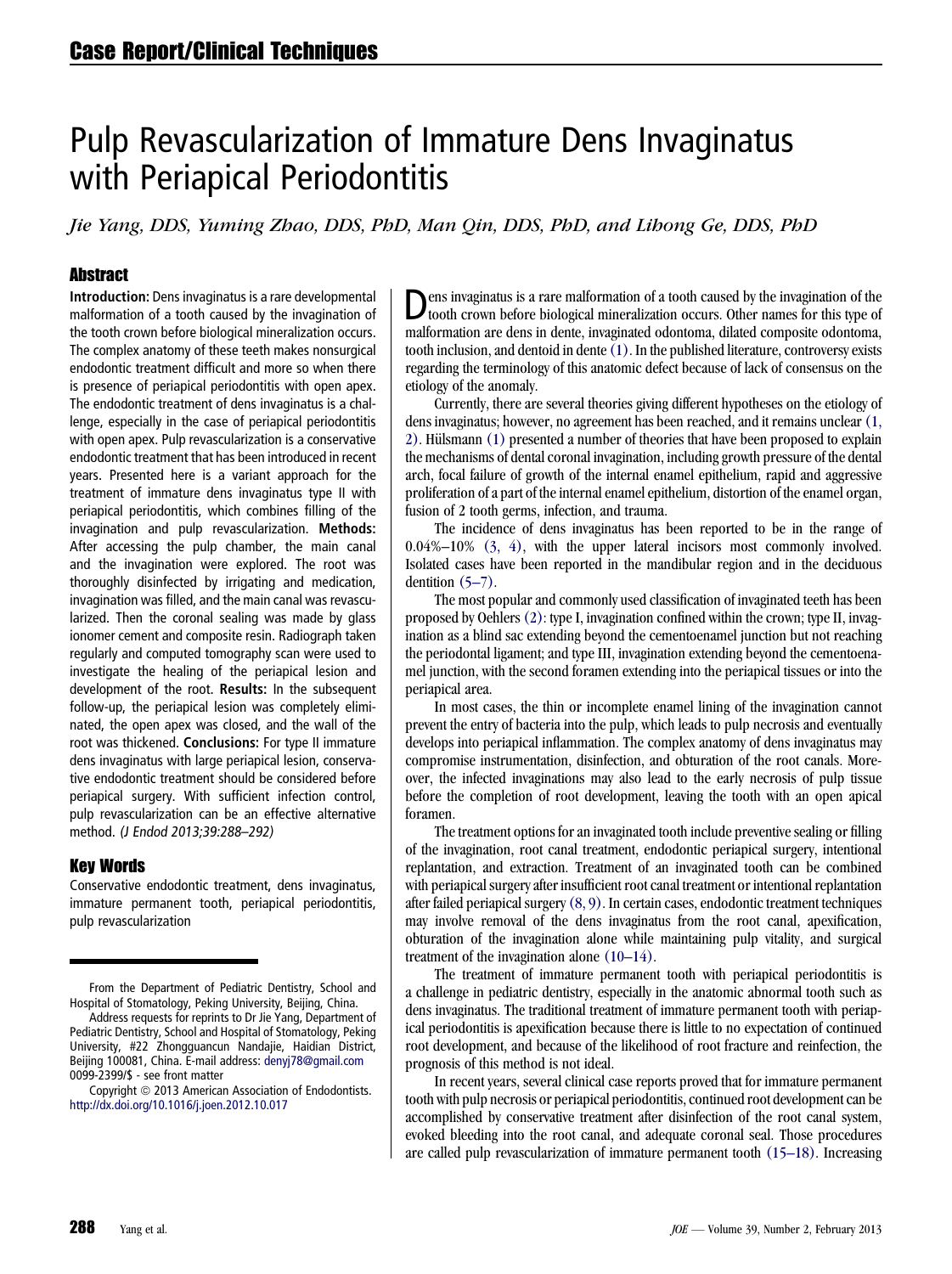## Case Report/Clinical Techniques

# Pulp Revascularization of Immature Dens Invaginatus with Periapical Periodontitis

*Jie Yang, DDS, Yuming Zhao, DDS, PhD, Man Qin, DDS, PhD, and Lihong Ge, DDS, PhD*

## Abstract

**Introduction:** Dens invaginatus is a rare developmental malformation of a tooth caused by the invagination of the tooth crown before biological mineralization occurs. The complex anatomy of these teeth makes nonsurgical endodontic treatment difficult and more so when there is presence of periapical periodontitis with open apex. The endodontic treatment of dens invaginatus is a challenge, especially in the case of periapical periodontitis with open apex. Pulp revascularization is a conservative endodontic treatment that has been introduced in recent years. Presented here is a variant approach for the treatment of immature dens invaginatus type II with periapical periodontitis, which combines filling of the invagination and pulp revascularization. **Methods:** After accessing the pulp chamber, the main canal and the invagination were explored. The root was thoroughly disinfected by irrigating and medication, invagination was filled, and the main canal was revascularized. Then the coronal sealing was made by glass ionomer cement and composite resin. Radiograph taken regularly and computed tomography scan were used to investigate the healing of the periapical lesion and development of the root. **Results:** In the subsequent follow-up, the periapical lesion was completely eliminated, the open apex was closed, and the wall of the root was thickened. **Conclusions:** For type II immature dens invaginatus with large periapical lesion, conservative endodontic treatment should be considered before periapical surgery. With sufficient infection control, pulp revascularization can be an effective alternative method. *(J Endod 2013;39:288–292)*

## Key Words

Conservative endodontic treatment, dens invaginatus, immature permanent tooth, periapical periodontitis, pulp revascularization

From the Department of Pediatric Dentistry, School and Hospital of Stomatology, Peking University, Beijing, China.

Address requests for reprints to Dr Jie Yang, Department of Pediatric Dentistry, School and Hospital of Stomatology, Peking University, #22 Zhongguancun Nandajie, Haidian District, Beijing 100081, China. E-mail address: denyj78@gmail.com

0099-2399/$ - see front matter

Copyright © 2013 American Association of Endodontists.
http://dx.doi.org/10.1016/j.joen.2012.10.017

Dens invaginatus is a rare malformation of a tooth caused by the invagination of the tooth crown before biological mineralization occurs. Other names for this type of malformation are dens in dente, invaginated odontoma, dilated composite odontoma, tooth inclusion, and dentoid in dente (1). In the published literature, controversy exists regarding the terminology of this anatomic defect because of lack of consensus on the etiology of the anomaly.

Currently, there are several theories giving different hypotheses on the etiology of dens invaginatus; however, no agreement has been reached, and it remains unclear (1, 2). Hülsmann (1) presented a number of theories that have been proposed to explain the mechanisms of dental coronal invagination, including growth pressure of the dental arch, focal failure of growth of the internal enamel epithelium, rapid and aggressive proliferation of a part of the internal enamel epithelium, distortion of the enamel organ, fusion of 2 tooth germs, infection, and trauma.

The incidence of dens invaginatus has been reported to be in the range of 0.04%–10% (3, 4), with the upper lateral incisors most commonly involved. Isolated cases have been reported in the mandibular region and in the deciduous dentition (5–7).

The most popular and commonly used classification of invaginated teeth has been proposed by Oehlers (2): type I, invagination confined within the crown; type II, invagination as a blind sac extending beyond the cementoenamel junction but not reaching the periodontal ligament; and type III, invagination extending beyond the cementoenamel junction, with the second foramen extending into the periapical tissues or into the periapical area.

In most cases, the thin or incomplete enamel lining of the invagination cannot prevent the entry of bacteria into the pulp, which leads to pulp necrosis and eventually develops into periapical inflammation. The complex anatomy of dens invaginatus may compromise instrumentation, disinfection, and obturation of the root canals. Moreover, the infected invaginations may also lead to the early necrosis of pulp tissue before the completion of root development, leaving the tooth with an open apical foramen.

The treatment options for an invaginated tooth include preventive sealing or filling of the invagination, root canal treatment, endodontic periapical surgery, intentional replantation, and extraction. Treatment of an invaginated tooth can be combined with periapical surgery after insufficient root canal treatment or intentional replantation after failed periapical surgery (8, 9). In certain cases, endodontic treatment techniques may involve removal of the dens invaginatus from the root canal, apexification, obturation of the invagination alone while maintaining pulp vitality, and surgical treatment of the invagination alone (10–14).

The treatment of immature permanent tooth with periapical periodontitis is a challenge in pediatric dentistry, especially in the anatomic abnormal tooth such as dens invaginatus. The traditional treatment of immature permanent tooth with periapical periodontitis is apexification because there is little to no expectation of continued root development, and because of the likelihood of root fracture and reinfection, the prognosis of this method is not ideal.

In recent years, several clinical case reports proved that for immature permanent tooth with pulp necrosis or periapical periodontitis, continued root development can be accomplished by conservative treatment after disinfection of the root canal system, evoked bleeding into the root canal, and adequate coronal seal. Those procedures are called pulp revascularization of immature permanent tooth (15–18). Increasing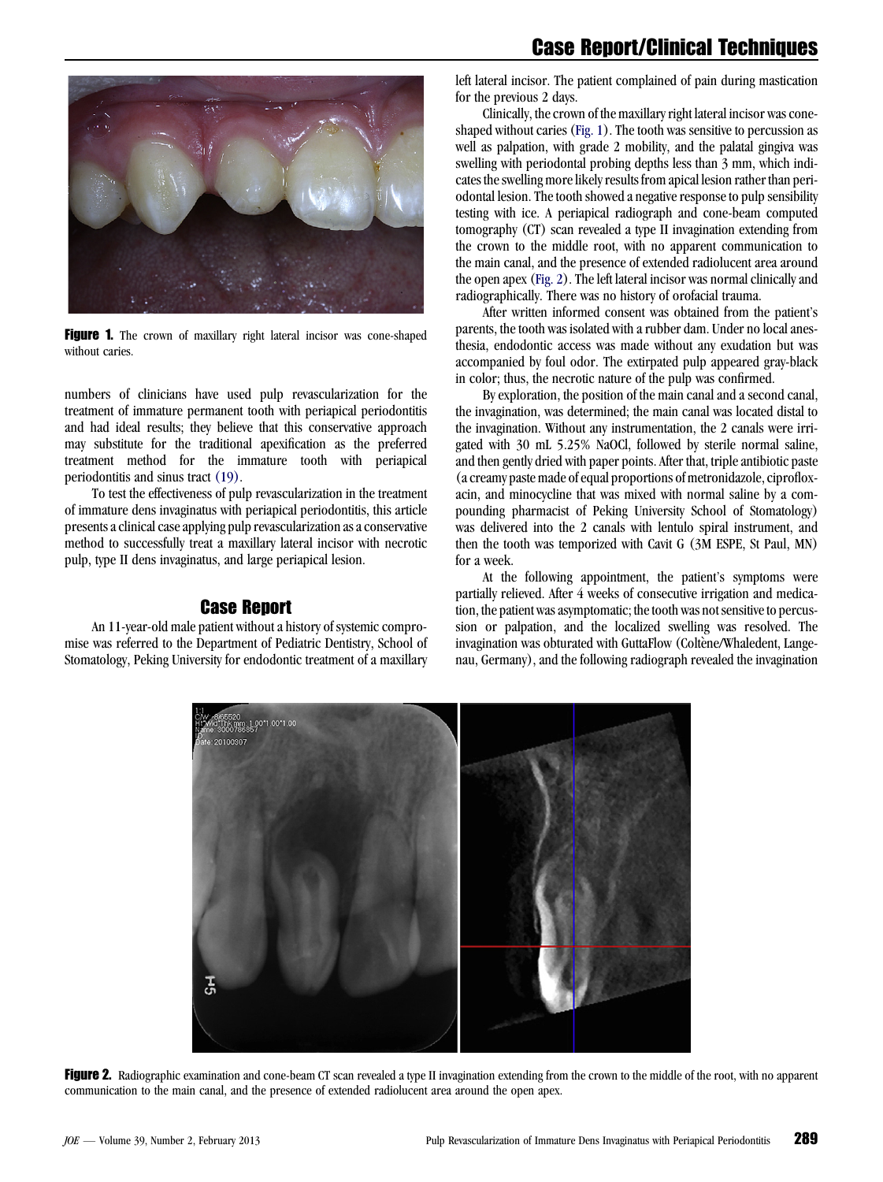**Figure 1.** The crown of maxillary right lateral incisor was cone-shaped without caries.

numbers of clinicians have used pulp revascularization for the treatment of immature permanent tooth with periapical periodontitis and had ideal results; they believe that this conservative approach may substitute for the traditional apexification as the preferred treatment method for the immature tooth with periapical periodontitis and sinus tract (19).

To test the effectiveness of pulp revascularization in the treatment of immature dens invaginatus with periapical periodontitis, this article presents a clinical case applying pulp revascularization as a conservative method to successfully treat a maxillary lateral incisor with necrotic pulp, type II dens invaginatus, and large periapical lesion.

## Case Report

An 11-year-old male patient without a history of systemic compromise was referred to the Department of Pediatric Dentistry, School of Stomatology, Peking University for endodontic treatment of a maxillary left lateral incisor. The patient complained of pain during mastication for the previous 2 days.

Clinically, the crown of the maxillary right lateral incisor was cone-shaped without caries (Fig. 1). The tooth was sensitive to percussion as well as palpation, with grade 2 mobility, and the palatal gingiva was swelling with periodontal probing depths less than 3 mm, which indicates the swelling more likely results from apical lesion rather than periodontal lesion. The tooth showed a negative response to pulp sensibility testing with ice. A periapical radiograph and cone-beam computed tomography (CT) scan revealed a type II invagination extending from the crown to the middle root, with no apparent communication to the main canal, and the presence of extended radiolucent area around the open apex (Fig. 2). The left lateral incisor was normal clinically and radiographically. There was no history of orofacial trauma.

After written informed consent was obtained from the patient's parents, the tooth was isolated with a rubber dam. Under no local anesthesia, endodontic access was made without any exudation but was accompanied by foul odor. The extirpated pulp appeared gray-black in color; thus, the necrotic nature of the pulp was confirmed.

By exploration, the position of the main canal and a second canal, the invagination, was determined; the main canal was located distal to the invagination. Without any instrumentation, the 2 canals were irrigated with 30 mL 5.25% NaOCl, followed by sterile normal saline, and then gently dried with paper points. After that, triple antibiotic paste (a creamy paste made of equal proportions of metronidazole, ciprofloxacin, and minocycline that was mixed with normal saline by a compounding pharmacist of Peking University School of Stomatology) was delivered into the 2 canals with lentulo spiral instrument, and then the tooth was temporized with Cavit G (3M ESPE, St Paul, MN) for a week.

At the following appointment, the patient's symptoms were partially relieved. After 4 weeks of consecutive irrigation and medication, the patient was asymptomatic; the tooth was not sensitive to percussion or palpation, and the localized swelling was resolved. The invagination was obturated with GuttaFlow (Coltène/Whaledent, Langenau, Germany), and the following radiograph revealed the invagination

**Figure 2.** Radiographic examination and cone-beam CT scan revealed a type II invagination extending from the crown to the middle of the root, with no apparent communication to the main canal, and the presence of extended radiolucent area around the open apex.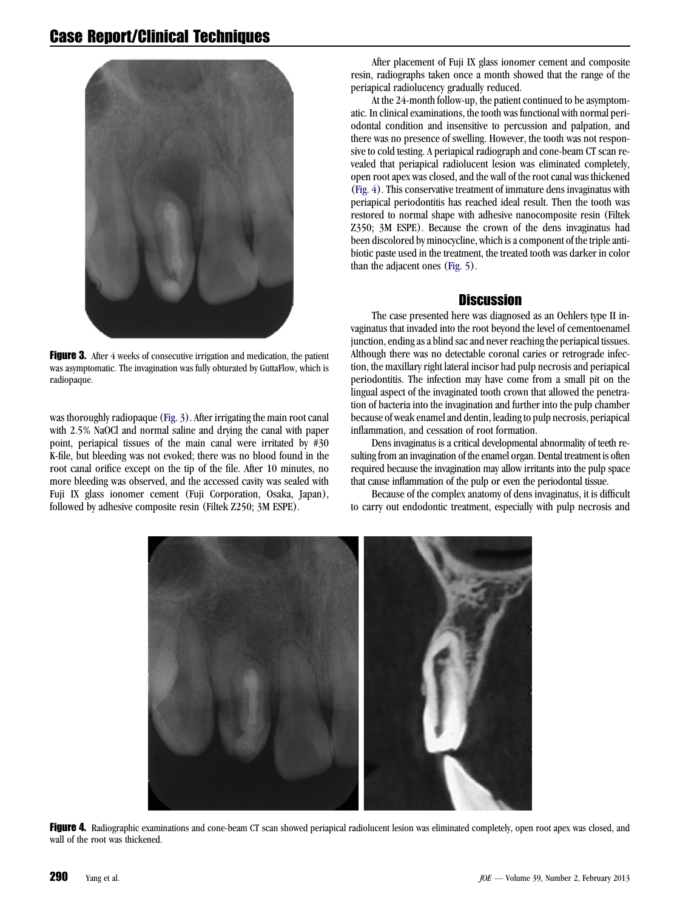**Figure 3.** After 4 weeks of consecutive irrigation and medication, the patient was asymptomatic. The invagination was fully obturated by GuttaFlow, which is radiopaque.

was thoroughly radiopaque (Fig. 3). After irrigating the main root canal with 2.5% NaOCl and normal saline and drying the canal with paper point, periapical tissues of the main canal were irritated by #30 K-file, but bleeding was not evoked; there was no blood found in the root canal orifice except on the tip of the file. After 10 minutes, no more bleeding was observed, and the accessed cavity was sealed with Fuji IX glass ionomer cement (Fuji Corporation, Osaka, Japan), followed by adhesive composite resin (Filtek Z250; 3M ESPE).

After placement of Fuji IX glass ionomer cement and composite resin, radiographs taken once a month showed that the range of the periapical radiolucency gradually reduced.

At the 24-month follow-up, the patient continued to be asymptomatic. In clinical examinations, the tooth was functional with normal periodontal condition and insensitive to percussion and palpation, and there was no presence of swelling. However, the tooth was not responsive to cold testing. A periapical radiograph and cone-beam CT scan revealed that periapical radiolucent lesion was eliminated completely, open root apex was closed, and the wall of the root canal was thickened (Fig. 4). This conservative treatment of immature dens invaginatus with periapical periodontitis has reached ideal result. Then the tooth was restored to normal shape with adhesive nanocomposite resin (Filtek Z350; 3M ESPE). Because the crown of the dens invaginatus had been discolored by minocycline, which is a component of the triple antibiotic paste used in the treatment, the treated tooth was darker in color than the adjacent ones (Fig. 5).

## Discussion

The case presented here was diagnosed as an Oehlers type II invaginatus that invaded into the root beyond the level of cementoenamel junction, ending as a blind sac and never reaching the periapical tissues. Although there was no detectable coronal caries or retrograde infection, the maxillary right lateral incisor had pulp necrosis and periapical periodontitis. The infection may have come from a small pit on the lingual aspect of the invaginated tooth crown that allowed the penetration of bacteria into the invagination and further into the pulp chamber because of weak enamel and dentin, leading to pulp necrosis, periapical inflammation, and cessation of root formation.

Dens invaginatus is a critical developmental abnormality of teeth resulting from an invagination of the enamel organ. Dental treatment is often required because the invagination may allow irritants into the pulp space that cause inflammation of the pulp or even the periodontal tissue.

Because of the complex anatomy of dens invaginatus, it is difficult to carry out endodontic treatment, especially with pulp necrosis and

**Figure 4.** Radiographic examinations and cone-beam CT scan showed periapical radiolucent lesion was eliminated completely, open root apex was closed, and wall of the root was thickened.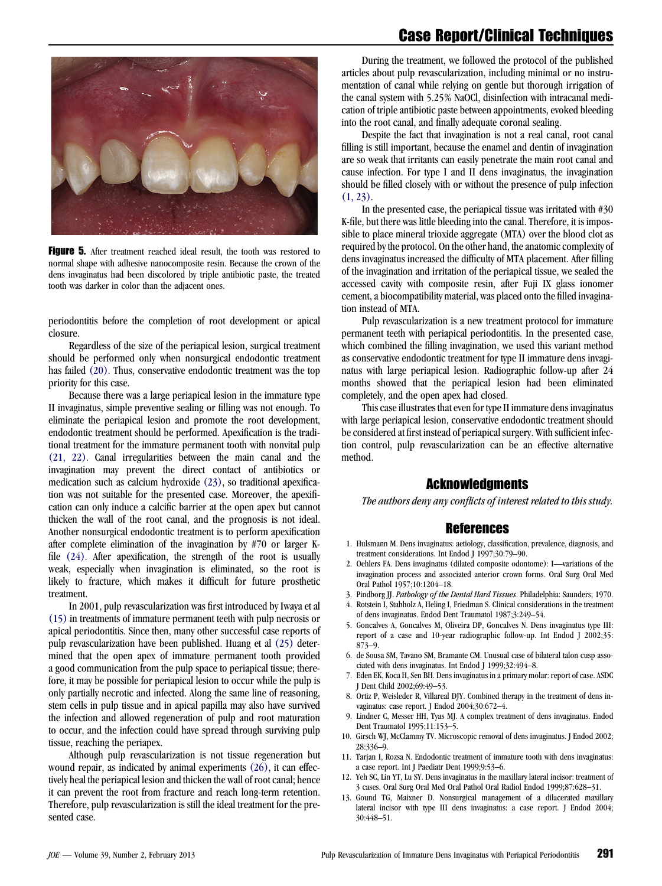**Figure 5.** After treatment reached ideal result, the tooth was restored to normal shape with adhesive nanocomposite resin. Because the crown of the dens invaginatus had been discolored by triple antibiotic paste, the treated tooth was darker in color than the adjacent ones.

periodontitis before the completion of root development or apical closure.

Regardless of the size of the periapical lesion, surgical treatment should be performed only when nonsurgical endodontic treatment has failed (20). Thus, conservative endodontic treatment was the top priority for this case.

Because there was a large periapical lesion in the immature type II invaginatus, simple preventive sealing or filling was not enough. To eliminate the periapical lesion and promote the root development, endodontic treatment should be performed. Apexification is the traditional treatment for the immature permanent tooth with nonvital pulp (21, 22). Canal irregularities between the main canal and the invagination may prevent the direct contact of antibiotics or medication such as calcium hydroxide (23), so traditional apexification was not suitable for the presented case. Moreover, the apexification can only induce a calcific barrier at the open apex but cannot thicken the wall of the root canal, and the prognosis is not ideal. Another nonsurgical endodontic treatment is to perform apexification after complete elimination of the invagination by #70 or larger K-file (24). After apexification, the strength of the root is usually weak, especially when invagination is eliminated, so the root is likely to fracture, which makes it difficult for future prosthetic treatment.

In 2001, pulp revascularization was first introduced by Iwaya et al (15) in treatments of immature permanent teeth with pulp necrosis or apical periodontitis. Since then, many other successful case reports of pulp revascularization have been published. Huang et al (25) determined that the open apex of immature permanent tooth provided a good communication from the pulp space to periapical tissue; therefore, it may be possible for periapical lesion to occur while the pulp is only partially necrotic and infected. Along the same line of reasoning, stem cells in pulp tissue and in apical papilla may also have survived the infection and allowed regeneration of pulp and root maturation to occur, and the infection could have spread through surviving pulp tissue, reaching the periapex.

Although pulp revascularization is not tissue regeneration but wound repair, as indicated by animal experiments (26), it can effectively heal the periapical lesion and thicken the wall of root canal; hence it can prevent the root from fracture and reach long-term retention. Therefore, pulp revascularization is still the ideal treatment for the presented case.

During the treatment, we followed the protocol of the published articles about pulp revascularization, including minimal or no instrumentation of canal while relying on gentle but thorough irrigation of the canal system with 5.25% NaOCl, disinfection with intracanal medication of triple antibiotic paste between appointments, evoked bleeding into the root canal, and finally adequate coronal sealing.

Despite the fact that invagination is not a real canal, root canal filling is still important, because the enamel and dentin of invagination are so weak that irritants can easily penetrate the main root canal and cause infection. For type I and II dens invaginatus, the invagination should be filled closely with or without the presence of pulp infection (1, 23).

In the presented case, the periapical tissue was irritated with #30 K-file, but there was little bleeding into the canal. Therefore, it is impossible to place mineral trioxide aggregate (MTA) over the blood clot as required by the protocol. On the other hand, the anatomic complexity of dens invaginatus increased the difficulty of MTA placement. After filling of the invagination and irritation of the periapical tissue, we sealed the accessed cavity with composite resin, after Fuji IX glass ionomer cement, a biocompatibility material, was placed onto the filled invagination instead of MTA.

Pulp revascularization is a new treatment protocol for immature permanent teeth with periapical periodontitis. In the presented case, which combined the filling invagination, we used this variant method as conservative endodontic treatment for type II immature dens invaginatus with large periapical lesion. Radiographic follow-up after 24 months showed that the periapical lesion had been eliminated completely, and the open apex had closed.

This case illustrates that even for type II immature dens invaginatus with large periapical lesion, conservative endodontic treatment should be considered at first instead of periapical surgery. With sufficient infection control, pulp revascularization can be an effective alternative method.

## Acknowledgments

*The authors deny any conflicts of interest related to this study.*

## References

1. Hulsmann M. Dens invaginatus: aetiology, classification, prevalence, diagnosis, and treatment considerations. Int Endod J 1997;30:79–90.
2. Oehlers FA. Dens invaginatus (dilated composite odontome): I—variations of the invagination process and associated anterior crown forms. Oral Surg Oral Med Oral Pathol 1957;10:1204–18.
3. Pindborg JJ. *Pathology of the Dental Hard Tissues*. Philadelphia: Saunders; 1970.
4. Rotstein I, Stabholz A, Heling I, Friedman S. Clinical considerations in the treatment of dens invaginatus. Endod Dent Traumatol 1987;3:249–54.
5. Goncalves A, Goncalves M, Oliveira DP, Goncalves N. Dens invaginatus type III: report of a case and 10-year radiographic follow-up. Int Endod J 2002;35:873–9.
6. de Sousa SM, Tavano SM, Bramante CM. Unusual case of bilateral talon cusp associated with dens invaginatus. Int Endod J 1999;32:494–8.
7. Eden EK, Koca H, Sen BH. Dens invaginatus in a primary molar: report of case. ASDC J Dent Child 2002;69:49–53.
8. Ortiz P, Weisleder R, Villareal DJY. Combined therapy in the treatment of dens invaginatus: case report. J Endod 2004;30:672–4.
9. Lindner C, Messer HH, Tyas MJ. A complex treatment of dens invaginatus. Endod Dent Traumatol 1995;11:153–5.
10. Girsch WJ, McClammy TV. Microscopic removal of dens invaginatus. J Endod 2002;28:336–9.
11. Tarjan I, Rozsa N. Endodontic treatment of immature tooth with dens invaginatus: a case report. Int J Paediatr Dent 1999;9:53–6.
12. Yeh SC, Lin YT, Lu SY. Dens invaginatus in the maxillary lateral incisor: treatment of 3 cases. Oral Surg Oral Med Oral Pathol Oral Radiol Endod 1999;87:628–31.
13. Gound TG, Maixner D. Nonsurgical management of a dilacerated maxillary lateral incisor with type III dens invaginatus: a case report. J Endod 2004;30:448–51.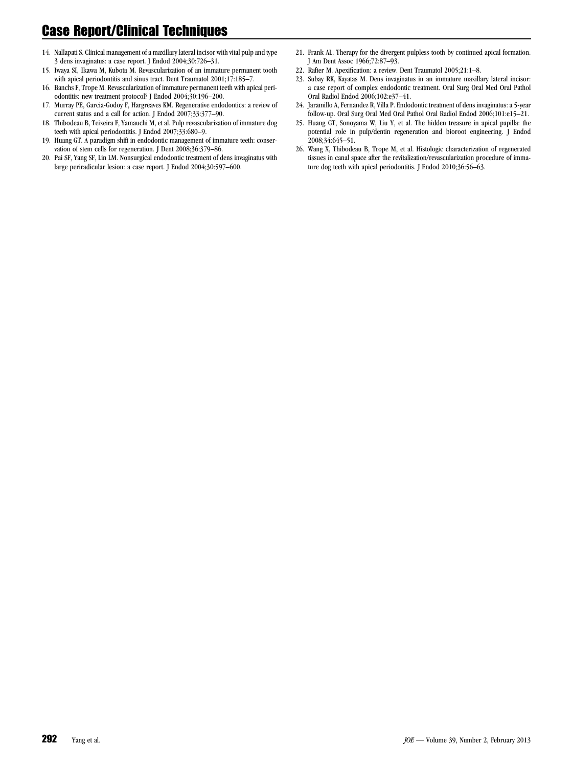14. Nallapati S. Clinical management of a maxillary lateral incisor with vital pulp and type 3 dens invaginatus: a case report. J Endod 2004;30:726–31.
15. Iwaya SI, Ikawa M, Kubota M. Revascularization of an immature permanent tooth with apical periodontitis and sinus tract. Dent Traumatol 2001;17:185–7.
16. Banchs F, Trope M. Revascularization of immature permanent teeth with apical periodontitis: new treatment protocol? J Endod 2004;30:196–200.
17. Murray PE, Garcia-Godoy F, Hargreaves KM. Regenerative endodontics: a review of current status and a call for action. J Endod 2007;33:377–90.
18. Thibodeau B, Teixeira F, Yamauchi M, et al. Pulp revascularization of immature dog teeth with apical periodontitis. J Endod 2007;33:680–9.
19. Huang GT. A paradigm shift in endodontic management of immature teeth: conservation of stem cells for regeneration. J Dent 2008;36:379–86.
20. Pai SF, Yang SF, Lin LM. Nonsurgical endodontic treatment of dens invaginatus with large periradicular lesion: a case report. J Endod 2004;30:597–600.
21. Frank AL. Therapy for the divergent pulpless tooth by continued apical formation. J Am Dent Assoc 1966;72:87–93.
22. Rafter M. Apexification: a review. Dent Traumatol 2005;21:1–8.
23. Subay RK, Kayatas M. Dens invaginatus in an immature maxillary lateral incisor: a case report of complex endodontic treatment. Oral Surg Oral Med Oral Pathol Oral Radiol Endod 2006;102:e37–41.
24. Jaramillo A, Fernandez R, Villa P. Endodontic treatment of dens invaginatus: a 5-year follow-up. Oral Surg Oral Med Oral Pathol Oral Radiol Endod 2006;101:e15–21.
25. Huang GT, Sonoyama W, Liu Y, et al. The hidden treasure in apical papilla: the potential role in pulp/dentin regeneration and bioroot engineering. J Endod 2008;34:645–51.
26. Wang X, Thibodeau B, Trope M, et al. Histologic characterization of regenerated tissues in canal space after the revitalization/revascularization procedure of immature dog teeth with apical periodontitis. J Endod 2010;36:56–63.